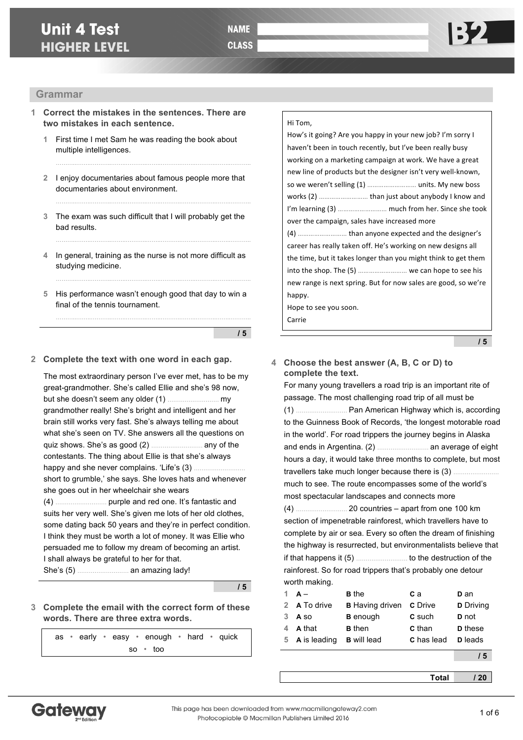# Unit 4 Test
## HIGHER LEVEL

NAME

CLASS

B2

## Grammar

**1 Correct the mistakes in the sentences. There are two mistakes in each sentence.**

1 First time I met Sam he was reading the book about multiple intelligences.

..............................................................................................

2 I enjoy documentaries about famous people more that documentaries about environment.

..............................................................................................

3 The exam was such difficult that I will probably get the bad results.

..............................................................................................

4 In general, training as the nurse is not more difficult as studying medicine.

..............................................................................................

5 His performance wasn't enough good that day to win a final of the tennis tournament.

..............................................................................................

/ 5

**2 Complete the text with one word in each gap.**

The most extraordinary person I've ever met, has to be my great-grandmother. She's called Ellie and she's 98 now, but she doesn't seem any older (1) .......................... my grandmother really! She's bright and intelligent and her brain still works very fast. She's always telling me about what she's seen on TV. She answers all the questions on quiz shows. She's as good (2) .......................... any of the contestants. The thing about Ellie is that she's always happy and she never complains. 'Life's (3) .......................... short to grumble,' she says. She loves hats and whenever she goes out in her wheelchair she wears (4) .......................... purple and red one. It's fantastic and suits her very well. She's given me lots of her old clothes, some dating back 50 years and they're in perfect condition. I think they must be worth a lot of money. It was Ellie who persuaded me to follow my dream of becoming an artist. I shall always be grateful to her for that.
She's (5) .......................... an amazing lady!

/ 5

**3 Complete the email with the correct form of these words. There are three extra words.**

as • early • easy • enough • hard • quick • so • too

Hi Tom,
How's it going? Are you happy in your new job? I'm sorry I haven't been in touch recently, but I've been really busy working on a marketing campaign at work. We have a great new line of products but the designer isn't very well-known, so we weren't selling (1) .......................... units. My new boss works (2) .......................... than just about anybody I know and I'm learning (3) .......................... much from her. Since she took over the campaign, sales have increased more (4) .......................... than anyone expected and the designer's career has really taken off. He's working on new designs all the time, but it takes longer than you might think to get them into the shop. The (5) .......................... we can hope to see his new range is next spring. But for now sales are good, so we're happy.
Hope to see you soon.
Carrie

/ 5

**4 Choose the best answer (A, B, C or D) to complete the text.**

For many young travellers a road trip is an important rite of passage. The most challenging road trip of all must be (1) .......................... Pan American Highway which is, according to the Guinness Book of Records, 'the longest motorable road in the world'. For road trippers the journey begins in Alaska and ends in Argentina. (2) .......................... an average of eight hours a day, it would take three months to complete, but most travellers take much longer because there is (3) .......................... much to see. The route encompasses some of the world's most spectacular landscapes and connects more (4) .......................... 20 countries – apart from one 100 km section of impenetrable rainforest, which travellers have to complete by air or sea. Every so often the dream of finishing the highway is resurrected, but environmentalists believe that if that happens it (5) .......................... to the destruction of the rainforest. So for road trippers that's probably one detour worth making.

| | A | B | C | D |
|---|---|---|---|---|
| 1 | A – | B the | C a | D an |
| 2 | A To drive | B Having driven | C Drive | D Driving |
| 3 | A so | B enough | C such | D not |
| 4 | A that | B then | C than | D these |
| 5 | A is leading | B will lead | C has lead | D leads |

/ 5

Total / 20

This page has been downloaded from www.macmillangateway2.com
Photocopiable © Macmillan Publishers Limited 2016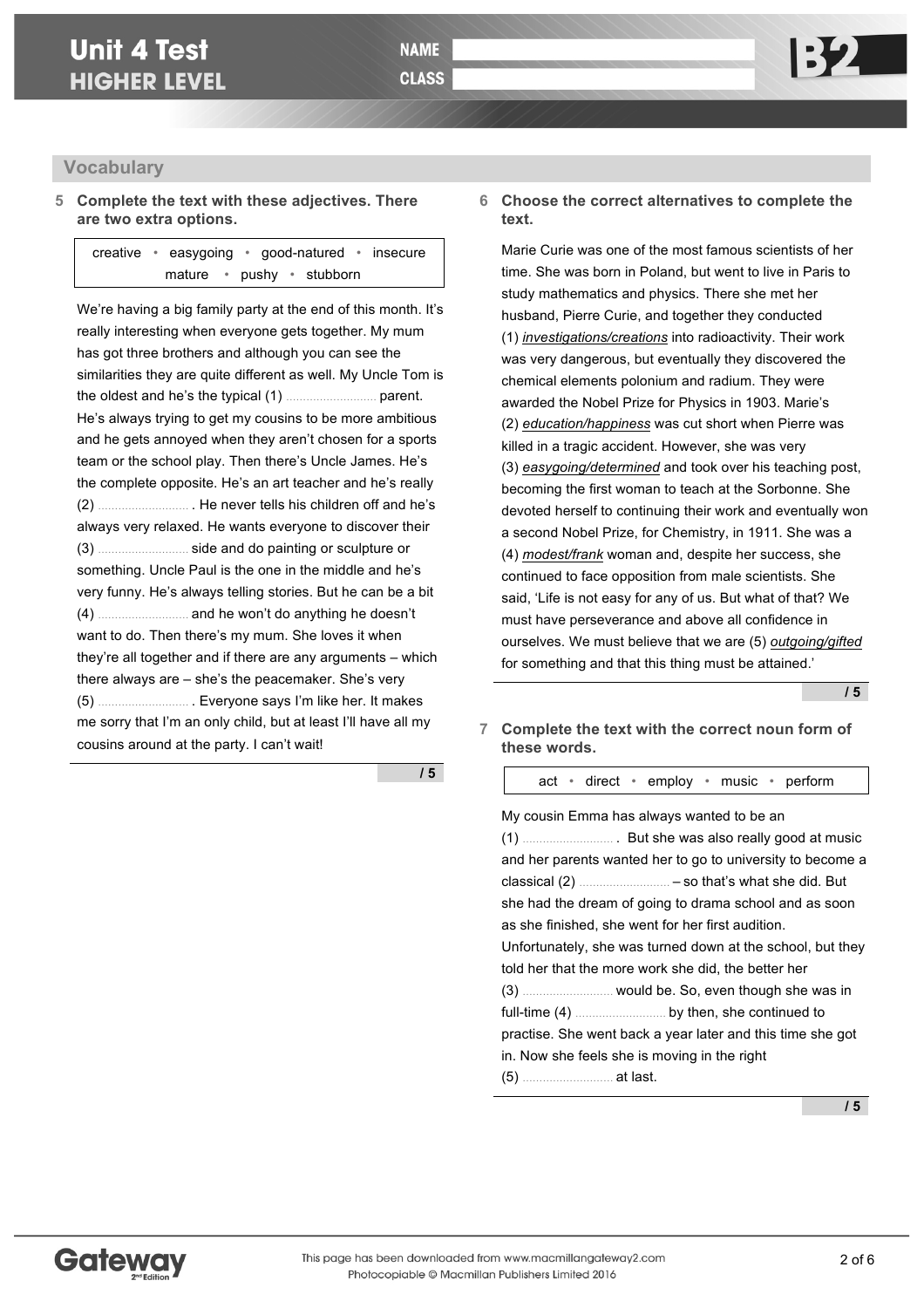# Unit 4 Test
## HIGHER LEVEL

NAME

CLASS

B2

## Vocabulary

**5 Complete the text with these adjectives. There are two extra options.**

creative • easygoing • good-natured • insecure
mature • pushy • stubborn

We're having a big family party at the end of this month. It's really interesting when everyone gets together. My mum has got three brothers and although you can see the similarities they are quite different as well. My Uncle Tom is the oldest and he's the typical (1) .......................... parent. He's always trying to get my cousins to be more ambitious and he gets annoyed when they aren't chosen for a sports team or the school play. Then there's Uncle James. He's the complete opposite. He's an art teacher and he's really (2) .......................... . He never tells his children off and he's always very relaxed. He wants everyone to discover their (3) .......................... side and do painting or sculpture or something. Uncle Paul is the one in the middle and he's very funny. He's always telling stories. But he can be a bit (4) .......................... and he won't do anything he doesn't want to do. Then there's my mum. She loves it when they're all together and if there are any arguments – which there always are – she's the peacemaker. She's very (5) .......................... . Everyone says I'm like her. It makes me sorry that I'm an only child, but at least I'll have all my cousins around at the party. I can't wait!

/ 5

**6 Choose the correct alternatives to complete the text.**

Marie Curie was one of the most famous scientists of her time. She was born in Poland, but went to live in Paris to study mathematics and physics. There she met her husband, Pierre Curie, and together they conducted (1) *investigations/creations* into radioactivity. Their work was very dangerous, but eventually they discovered the chemical elements polonium and radium. They were awarded the Nobel Prize for Physics in 1903. Marie's (2) *education/happiness* was cut short when Pierre was killed in a tragic accident. However, she was very (3) *easygoing/determined* and took over his teaching post, becoming the first woman to teach at the Sorbonne. She devoted herself to continuing their work and eventually won a second Nobel Prize, for Chemistry, in 1911. She was a (4) *modest/frank* woman and, despite her success, she continued to face opposition from male scientists. She said, 'Life is not easy for any of us. But what of that? We must have perseverance and above all confidence in ourselves. We must believe that we are (5) *outgoing/gifted* for something and that this thing must be attained.'

/ 5

**7 Complete the text with the correct noun form of these words.**

act • direct • employ • music • perform

My cousin Emma has always wanted to be an (1) .......................... . But she was also really good at music and her parents wanted her to go to university to become a classical (2) .......................... – so that's what she did. But she had the dream of going to drama school and as soon as she finished, she went for her first audition. Unfortunately, she was turned down at the school, but they told her that the more work she did, the better her (3) .......................... would be. So, even though she was in full-time (4) .......................... by then, she continued to practise. She went back a year later and this time she got in. Now she feels she is moving in the right (5) .......................... at last.

/ 5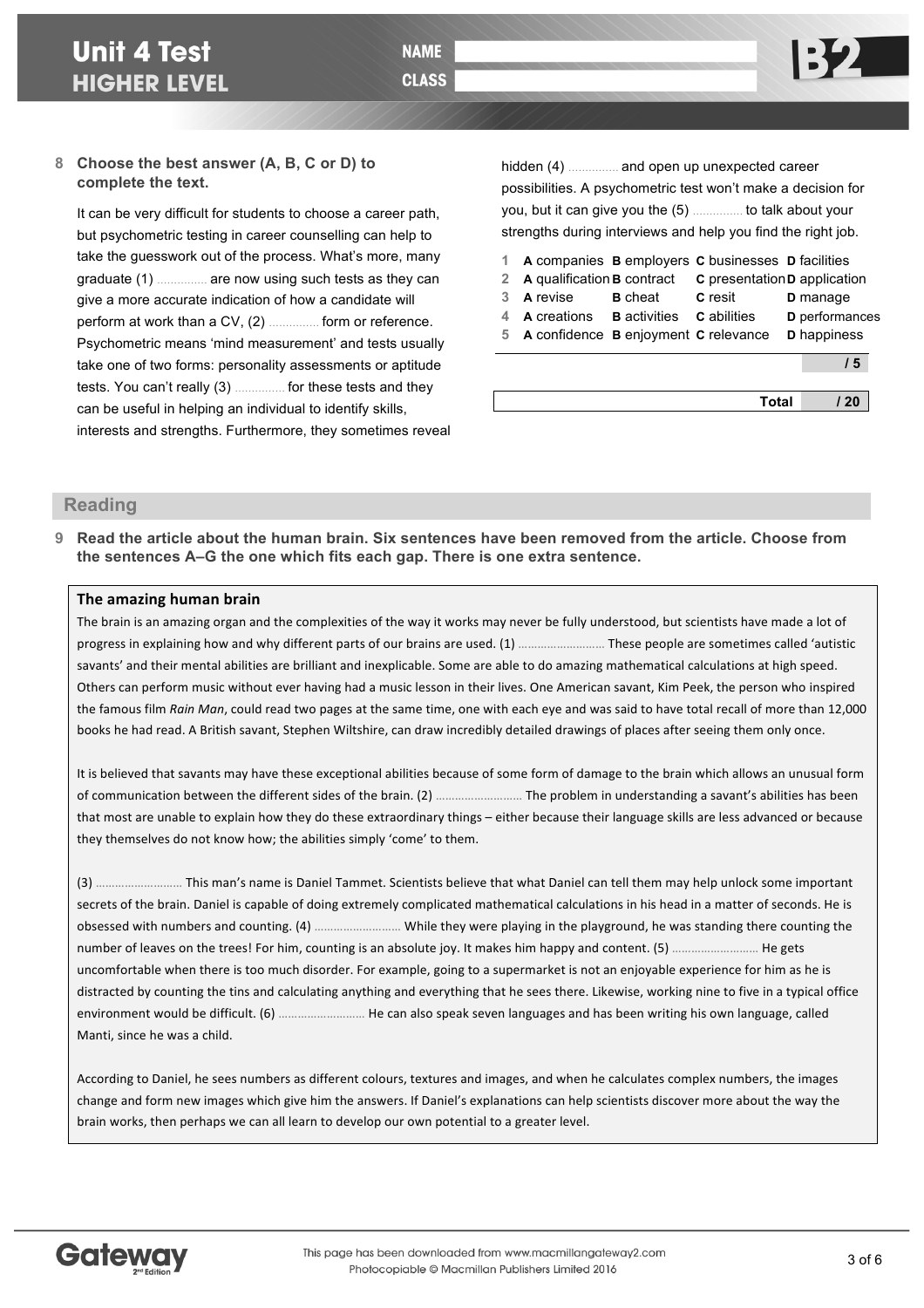# Unit 4 Test
## HIGHER LEVEL

NAME

CLASS

B2

**8 Choose the best answer (A, B, C or D) to complete the text.**

It can be very difficult for students to choose a career path, but psychometric testing in career counselling can help to take the guesswork out of the process. What's more, many graduate (1) .............. are now using such tests as they can give a more accurate indication of how a candidate will perform at work than a CV, (2) .............. form or reference. Psychometric means 'mind measurement' and tests usually take one of two forms: personality assessments or aptitude tests. You can't really (3) .............. for these tests and they can be useful in helping an individual to identify skills, interests and strengths. Furthermore, they sometimes reveal hidden (4) .............. and open up unexpected career possibilities. A psychometric test won't make a decision for you, but it can give you the (5) .............. to talk about your strengths during interviews and help you find the right job.

| | | | | |
|---|---|---|---|---|
| 1 | **A** companies | **B** employers | **C** businesses | **D** facilities |
| 2 | **A** qualification | **B** contract | **C** presentation | **D** application |
| 3 | **A** revise | **B** cheat | **C** resit | **D** manage |
| 4 | **A** creations | **B** activities | **C** abilities | **D** performances |
| 5 | **A** confidence | **B** enjoyment | **C** relevance | **D** happiness |

/ 5

**Total** / 20

## Reading

**9 Read the article about the human brain. Six sentences have been removed from the article. Choose from the sentences A–G the one which fits each gap. There is one extra sentence.**

**The amazing human brain**

The brain is an amazing organ and the complexities of the way it works may never be fully understood, but scientists have made a lot of progress in explaining how and why different parts of our brains are used. (1) .......................... These people are sometimes called 'autistic savants' and their mental abilities are brilliant and inexplicable. Some are able to do amazing mathematical calculations at high speed. Others can perform music without ever having had a music lesson in their lives. One American savant, Kim Peek, the person who inspired the famous film *Rain Man*, could read two pages at the same time, one with each eye and was said to have total recall of more than 12,000 books he had read. A British savant, Stephen Wiltshire, can draw incredibly detailed drawings of places after seeing them only once.

It is believed that savants may have these exceptional abilities because of some form of damage to the brain which allows an unusual form of communication between the different sides of the brain. (2) .......................... The problem in understanding a savant's abilities has been that most are unable to explain how they do these extraordinary things – either because their language skills are less advanced or because they themselves do not know how; the abilities simply 'come' to them.

(3) .......................... This man's name is Daniel Tammet. Scientists believe that what Daniel can tell them may help unlock some important secrets of the brain. Daniel is capable of doing extremely complicated mathematical calculations in his head in a matter of seconds. He is obsessed with numbers and counting. (4) .......................... While they were playing in the playground, he was standing there counting the number of leaves on the trees! For him, counting is an absolute joy. It makes him happy and content. (5) .......................... He gets uncomfortable when there is too much disorder. For example, going to a supermarket is not an enjoyable experience for him as he is distracted by counting the tins and calculating anything and everything that he sees there. Likewise, working nine to five in a typical office environment would be difficult. (6) .......................... He can also speak seven languages and has been writing his own language, called Manti, since he was a child.

According to Daniel, he sees numbers as different colours, textures and images, and when he calculates complex numbers, the images change and form new images which give him the answers. If Daniel's explanations can help scientists discover more about the way the brain works, then perhaps we can all learn to develop our own potential to a greater level.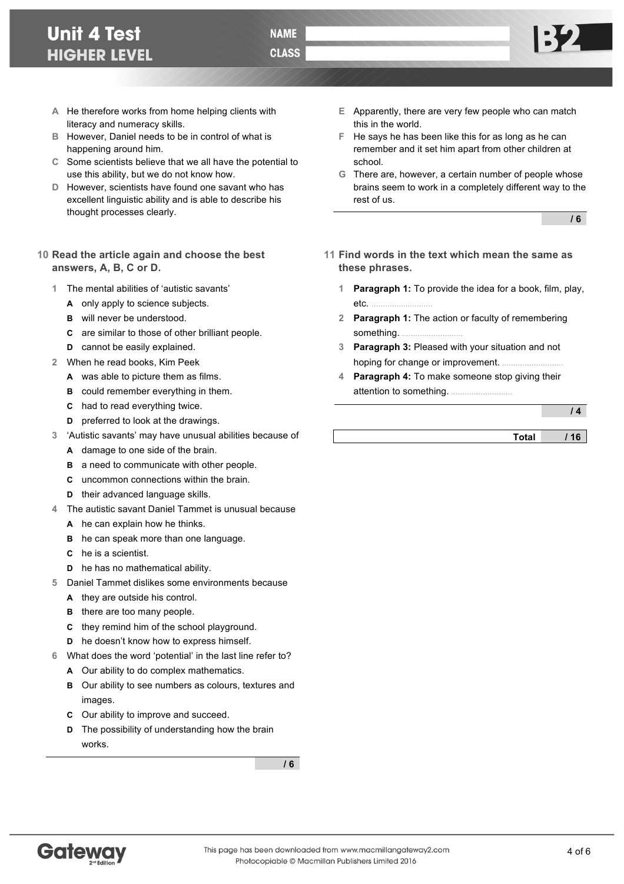A He therefore works from home helping clients with literacy and numeracy skills.

B However, Daniel needs to be in control of what is happening around him.

C Some scientists believe that we all have the potential to use this ability, but we do not know how.

D However, scientists have found one savant who has excellent linguistic ability and is able to describe his thought processes clearly.

E Apparently, there are very few people who can match this in the world.

F He says he has been like this for as long as he can remember and it set him apart from other children at school.

G There are, however, a certain number of people whose brains seem to work in a completely different way to the rest of us.

/ 6

**10 Read the article again and choose the best answers, A, B, C or D.**

1 The mental abilities of 'autistic savants'
 - **A** only apply to science subjects.
 - **B** will never be understood.
 - **C** are similar to those of other brilliant people.
 - **D** cannot be easily explained.

2 When he read books, Kim Peek
 - **A** was able to picture them as films.
 - **B** could remember everything in them.
 - **C** had to read everything twice.
 - **D** preferred to look at the drawings.

3 'Autistic savants' may have unusual abilities because of
 - **A** damage to one side of the brain.
 - **B** a need to communicate with other people.
 - **C** uncommon connections within the brain.
 - **D** their advanced language skills.

4 The autistic savant Daniel Tammet is unusual because
 - **A** he can explain how he thinks.
 - **B** he can speak more than one language.
 - **C** he is a scientist.
 - **D** he has no mathematical ability.

5 Daniel Tammet dislikes some environments because
 - **A** they are outside his control.
 - **B** there are too many people.
 - **C** they remind him of the school playground.
 - **D** he doesn't know how to express himself.

6 What does the word 'potential' in the last line refer to?
 - **A** Our ability to do complex mathematics.
 - **B** Our ability to see numbers as colours, textures and images.
 - **C** Our ability to improve and succeed.
 - **D** The possibility of understanding how the brain works.

/ 6

**11 Find words in the text which mean the same as these phrases.**

1 **Paragraph 1:** To provide the idea for a book, film, play, etc. ..........................

2 **Paragraph 1:** The action or faculty of remembering something. ..........................

3 **Paragraph 3:** Pleased with your situation and not hoping for change or improvement. ..........................

4 **Paragraph 4:** To make someone stop giving their attention to something. ..........................

/ 4

**Total** / 16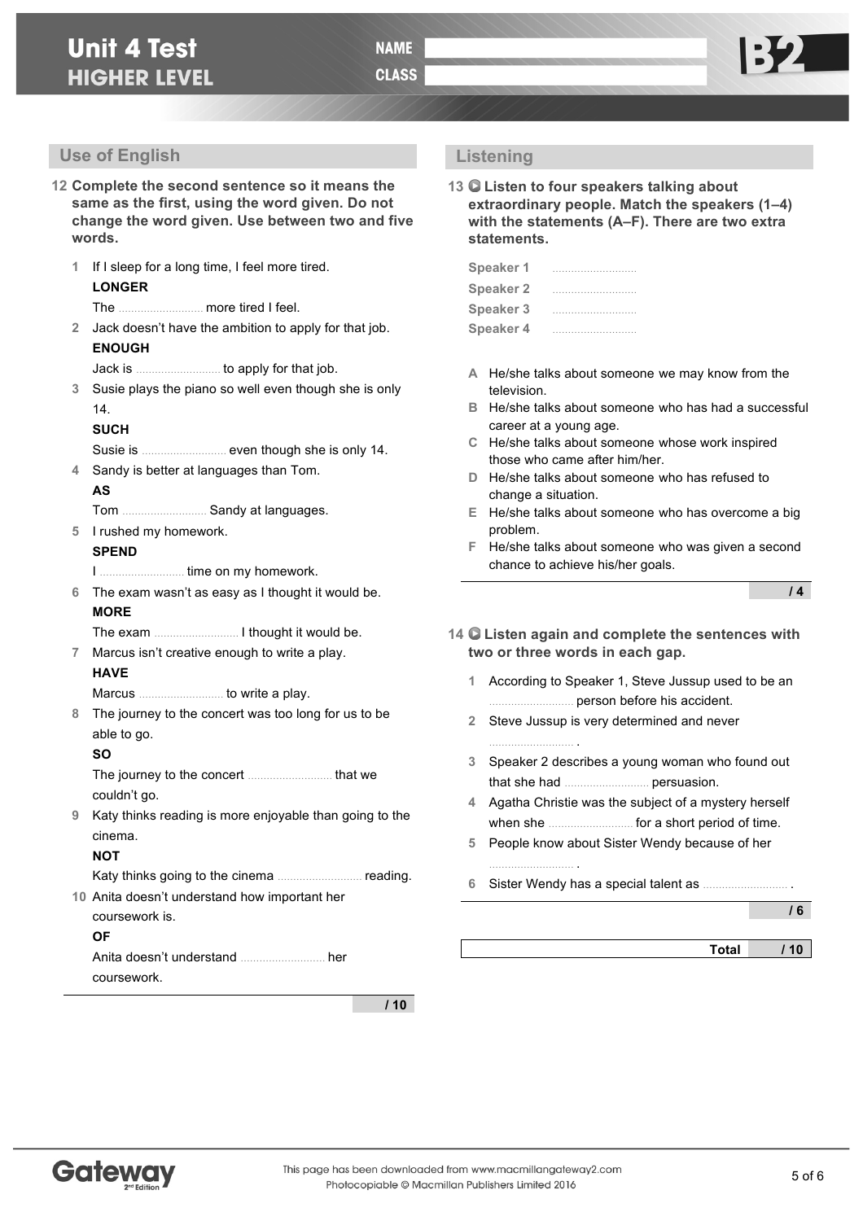# Unit 4 Test
## HIGHER LEVEL

NAME

CLASS

B2

## Use of English

**12 Complete the second sentence so it means the same as the first, using the word given. Do not change the word given. Use between two and five words.**

1 If I sleep for a long time, I feel more tired.
**LONGER**
The .......................... more tired I feel.

2 Jack doesn't have the ambition to apply for that job.
**ENOUGH**
Jack is .......................... to apply for that job.

3 Susie plays the piano so well even though she is only 14.
**SUCH**
Susie is .......................... even though she is only 14.

4 Sandy is better at languages than Tom.
**AS**
Tom .......................... Sandy at languages.

5 I rushed my homework.
**SPEND**
I .......................... time on my homework.

6 The exam wasn't as easy as I thought it would be.
**MORE**
The exam .......................... I thought it would be.

7 Marcus isn't creative enough to write a play.
**HAVE**
Marcus .......................... to write a play.

8 The journey to the concert was too long for us to be able to go.
**SO**
The journey to the concert .......................... that we couldn't go.

9 Katy thinks reading is more enjoyable than going to the cinema.
**NOT**
Katy thinks going to the cinema .......................... reading.

10 Anita doesn't understand how important her coursework is.
**OF**
Anita doesn't understand .......................... her coursework.

**/ 10**

## Listening

**13 Listen to four speakers talking about extraordinary people. Match the speakers (1–4) with the statements (A–F). There are two extra statements.**

Speaker 1 ..........................
Speaker 2 ..........................
Speaker 3 ..........................
Speaker 4 ..........................

A He/she talks about someone we may know from the television.
B He/she talks about someone who has had a successful career at a young age.
C He/she talks about someone whose work inspired those who came after him/her.
D He/she talks about someone who has refused to change a situation.
E He/she talks about someone who has overcome a big problem.
F He/she talks about someone who was given a second chance to achieve his/her goals.

**/ 4**

**14 Listen again and complete the sentences with two or three words in each gap.**

1 According to Speaker 1, Steve Jussup used to be an .......................... person before his accident.
2 Steve Jussup is very determined and never .......................... .
3 Speaker 2 describes a young woman who found out that she had .......................... persuasion.
4 Agatha Christie was the subject of a mystery herself when she .......................... for a short period of time.
5 People know about Sister Wendy because of her .......................... .
6 Sister Wendy has a special talent as .......................... .

**/ 6**

**Total / 10**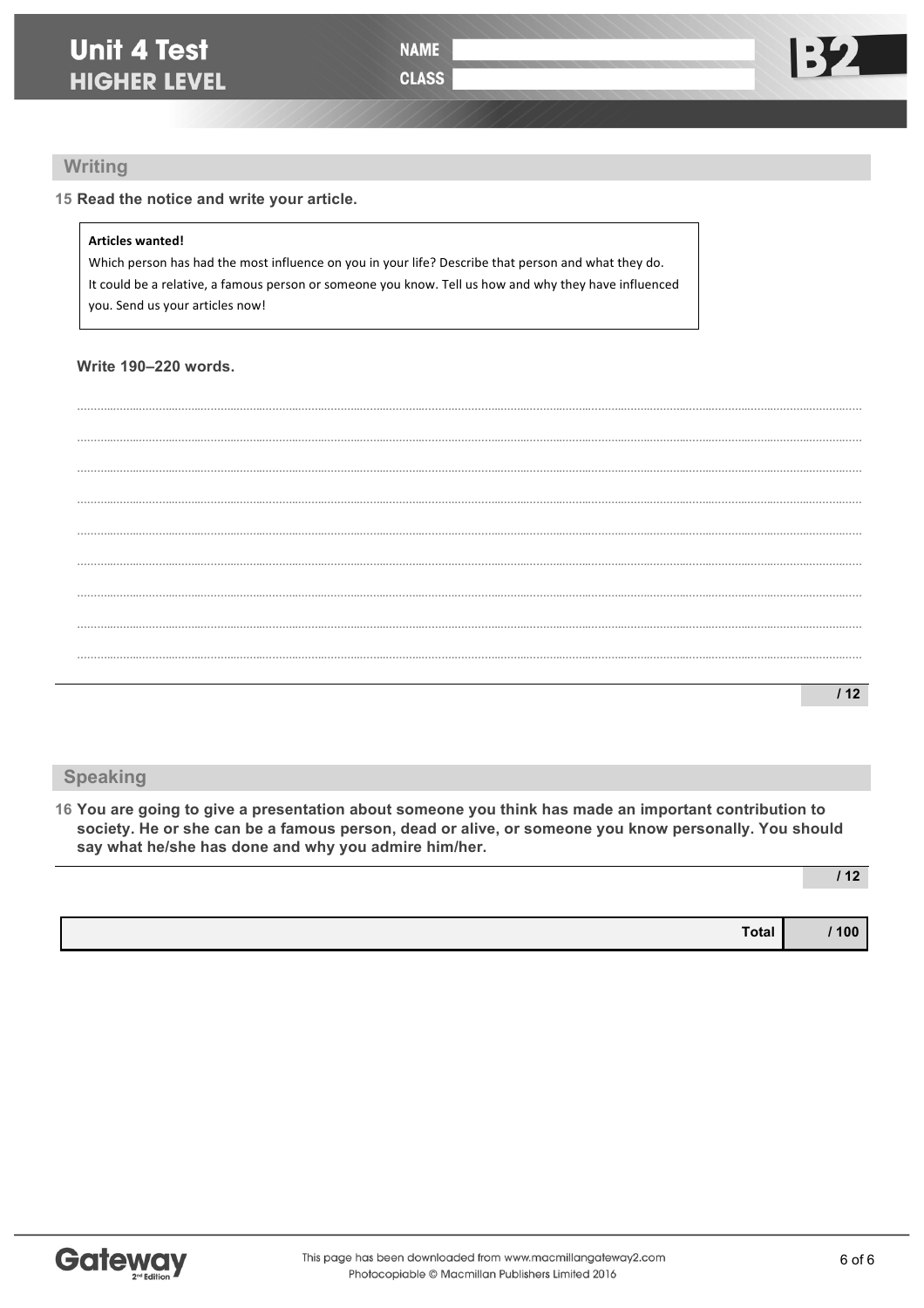# Unit 4 Test
## HIGHER LEVEL

NAME

CLASS

B2

## Writing

**15 Read the notice and write your article.**

> **Articles wanted!**
> Which person has had the most influence on you in your life? Describe that person and what they do. It could be a relative, a famous person or someone you know. Tell us how and why they have influenced you. Send us your articles now!

**Write 190–220 words.**

..........................................................................................................................................................................

..........................................................................................................................................................................

..........................................................................................................................................................................

..........................................................................................................................................................................

..........................................................................................................................................................................

..........................................................................................................................................................................

..........................................................................................................................................................................

..........................................................................................................................................................................

..........................................................................................................................................................................

**/ 12**

## Speaking

**16 You are going to give a presentation about someone you think has made an important contribution to society. He or she can be a famous person, dead or alive, or someone you know personally. You should say what he/she has done and why you admire him/her.**

**/ 12**

| | |
|---|---|
| **Total** | **/ 100** |

This page has been downloaded from www.macmillangateway2.com
Photocopiable © Macmillan Publishers Limited 2016